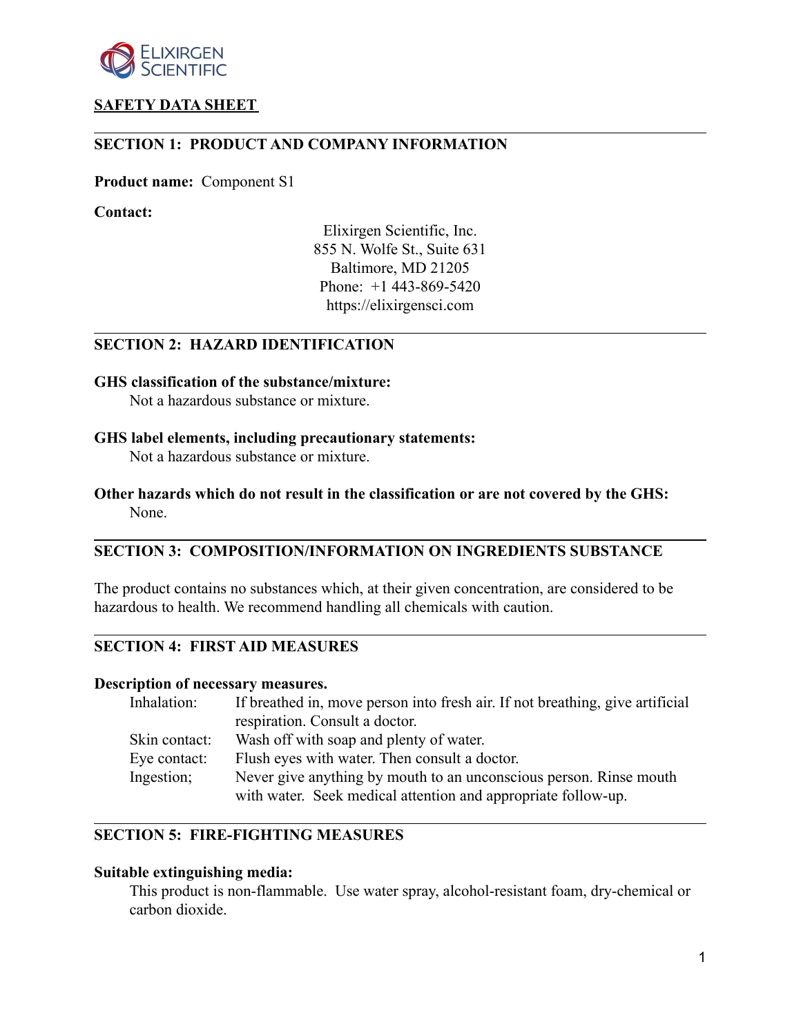ELIXIRGEN SCIENTIFIC

# SAFETY DATA SHEET

## SECTION 1: PRODUCT AND COMPANY INFORMATION

**Product name:** Component S1

**Contact:**

Elixirgen Scientific, Inc.
855 N. Wolfe St., Suite 631
Baltimore, MD 21205
Phone: +1 443-869-5420
https://elixirgensci.com

## SECTION 2: HAZARD IDENTIFICATION

**GHS classification of the substance/mixture:**

Not a hazardous substance or mixture.

**GHS label elements, including precautionary statements:**

Not a hazardous substance or mixture.

**Other hazards which do not result in the classification or are not covered by the GHS:**

None.

## SECTION 3: COMPOSITION/INFORMATION ON INGREDIENTS SUBSTANCE

The product contains no substances which, at their given concentration, are considered to be hazardous to health. We recommend handling all chemicals with caution.

## SECTION 4: FIRST AID MEASURES

**Description of necessary measures.**

| | |
|---|---|
| Inhalation: | If breathed in, move person into fresh air. If not breathing, give artificial respiration. Consult a doctor. |
| Skin contact: | Wash off with soap and plenty of water. |
| Eye contact: | Flush eyes with water. Then consult a doctor. |
| Ingestion; | Never give anything by mouth to an unconscious person. Rinse mouth with water. Seek medical attention and appropriate follow-up. |

## SECTION 5: FIRE-FIGHTING MEASURES

**Suitable extinguishing media:**

This product is non-flammable. Use water spray, alcohol-resistant foam, dry-chemical or carbon dioxide.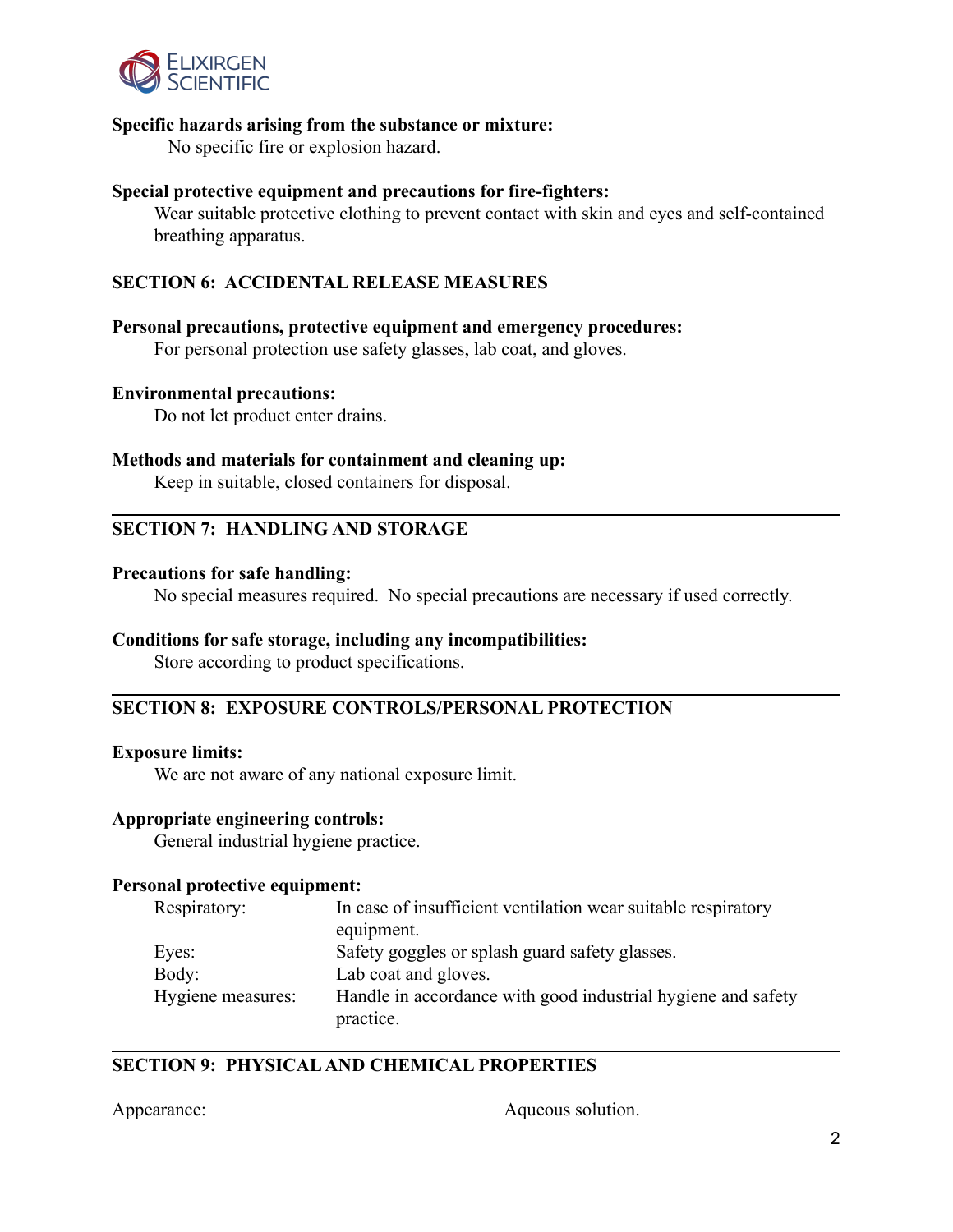**Specific hazards arising from the substance or mixture:**

No specific fire or explosion hazard.

**Special protective equipment and precautions for fire-fighters:**

Wear suitable protective clothing to prevent contact with skin and eyes and self-contained breathing apparatus.

## SECTION 6: ACCIDENTAL RELEASE MEASURES

**Personal precautions, protective equipment and emergency procedures:**

For personal protection use safety glasses, lab coat, and gloves.

**Environmental precautions:**

Do not let product enter drains.

**Methods and materials for containment and cleaning up:**

Keep in suitable, closed containers for disposal.

## SECTION 7: HANDLING AND STORAGE

**Precautions for safe handling:**

No special measures required. No special precautions are necessary if used correctly.

**Conditions for safe storage, including any incompatibilities:**

Store according to product specifications.

## SECTION 8: EXPOSURE CONTROLS/PERSONAL PROTECTION

**Exposure limits:**

We are not aware of any national exposure limit.

**Appropriate engineering controls:**

General industrial hygiene practice.

**Personal protective equipment:**

| | |
|---|---|
| Respiratory: | In case of insufficient ventilation wear suitable respiratory equipment. |
| Eyes: | Safety goggles or splash guard safety glasses. |
| Body: | Lab coat and gloves. |
| Hygiene measures: | Handle in accordance with good industrial hygiene and safety practice. |

## SECTION 9: PHYSICAL AND CHEMICAL PROPERTIES

| | |
|---|---|
| Appearance: | Aqueous solution. |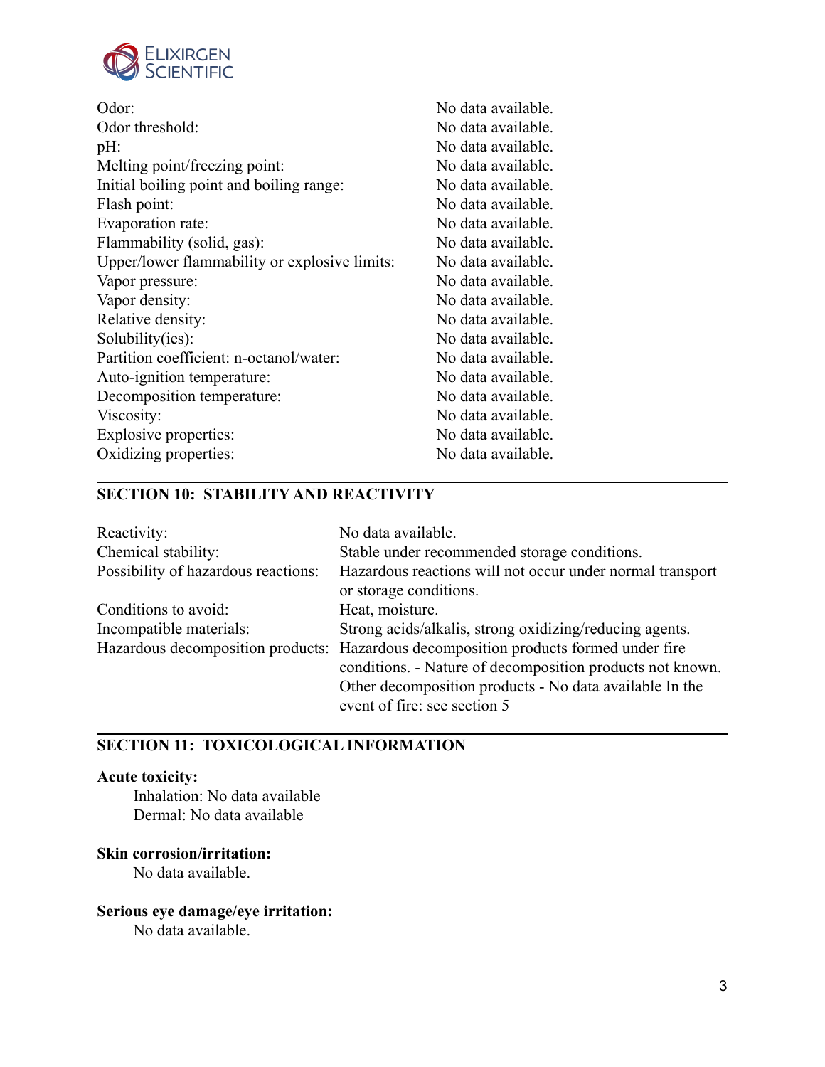| | |
|---|---|
| Odor: | No data available. |
| Odor threshold: | No data available. |
| pH: | No data available. |
| Melting point/freezing point: | No data available. |
| Initial boiling point and boiling range: | No data available. |
| Flash point: | No data available. |
| Evaporation rate: | No data available. |
| Flammability (solid, gas): | No data available. |
| Upper/lower flammability or explosive limits: | No data available. |
| Vapor pressure: | No data available. |
| Vapor density: | No data available. |
| Relative density: | No data available. |
| Solubility(ies): | No data available. |
| Partition coefficient: n-octanol/water: | No data available. |
| Auto-ignition temperature: | No data available. |
| Decomposition temperature: | No data available. |
| Viscosity: | No data available. |
| Explosive properties: | No data available. |
| Oxidizing properties: | No data available. |

## SECTION 10: STABILITY AND REACTIVITY

| | |
|---|---|
| Reactivity: | No data available. |
| Chemical stability: | Stable under recommended storage conditions. |
| Possibility of hazardous reactions: | Hazardous reactions will not occur under normal transport or storage conditions. |
| Conditions to avoid: | Heat, moisture. |
| Incompatible materials: | Strong acids/alkalis, strong oxidizing/reducing agents. |
| Hazardous decomposition products: | Hazardous decomposition products formed under fire conditions. - Nature of decomposition products not known. Other decomposition products - No data available In the event of fire: see section 5 |

## SECTION 11: TOXICOLOGICAL INFORMATION

**Acute toxicity:**

Inhalation: No data available
Dermal: No data available

**Skin corrosion/irritation:**

No data available.

**Serious eye damage/eye irritation:**

No data available.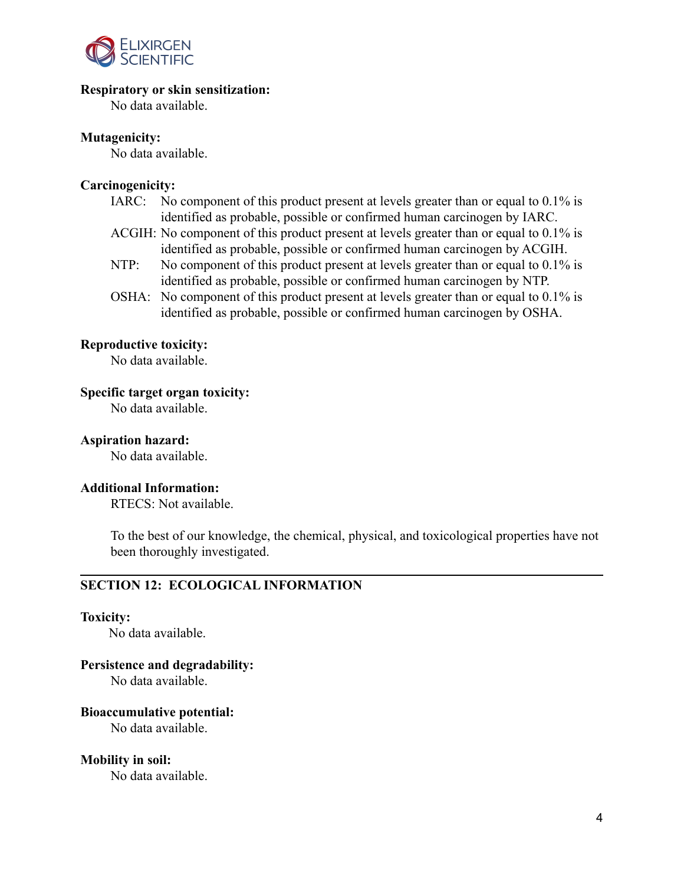**Respiratory or skin sensitization:**

No data available.

**Mutagenicity:**

No data available.

**Carcinogenicity:**

IARC: No component of this product present at levels greater than or equal to 0.1% is identified as probable, possible or confirmed human carcinogen by IARC.

ACGIH: No component of this product present at levels greater than or equal to 0.1% is identified as probable, possible or confirmed human carcinogen by ACGIH.

NTP: No component of this product present at levels greater than or equal to 0.1% is identified as probable, possible or confirmed human carcinogen by NTP.

OSHA: No component of this product present at levels greater than or equal to 0.1% is identified as probable, possible or confirmed human carcinogen by OSHA.

**Reproductive toxicity:**

No data available.

**Specific target organ toxicity:**

No data available.

**Aspiration hazard:**

No data available.

**Additional Information:**

RTECS: Not available.

To the best of our knowledge, the chemical, physical, and toxicological properties have not been thoroughly investigated.

---

## SECTION 12: ECOLOGICAL INFORMATION

**Toxicity:**

No data available.

**Persistence and degradability:**

No data available.

**Bioaccumulative potential:**

No data available.

**Mobility in soil:**

No data available.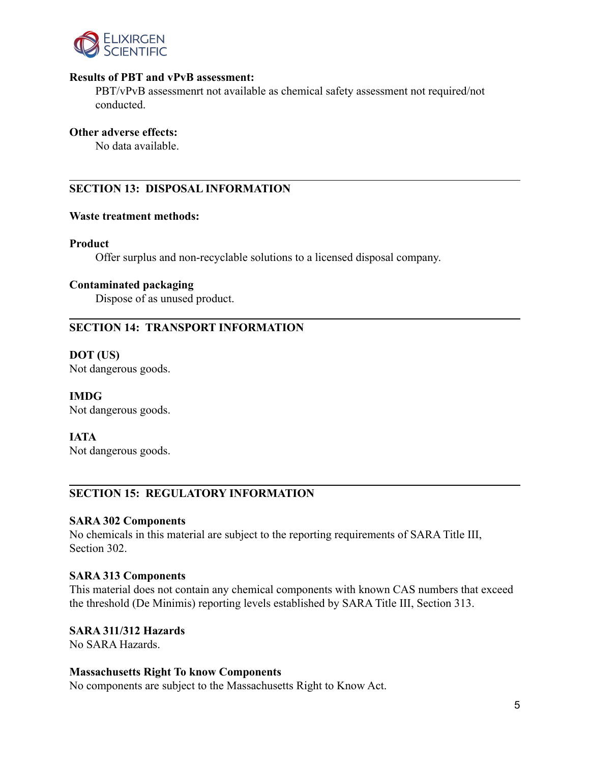**Results of PBT and vPvB assessment:**

PBT/vPvB assessmenrt not available as chemical safety assessment not required/not conducted.

**Other adverse effects:**

No data available.

## SECTION 13: DISPOSAL INFORMATION

**Waste treatment methods:**

**Product**

Offer surplus and non-recyclable solutions to a licensed disposal company.

**Contaminated packaging**

Dispose of as unused product.

## SECTION 14: TRANSPORT INFORMATION

**DOT (US)**

Not dangerous goods.

**IMDG**

Not dangerous goods.

**IATA**

Not dangerous goods.

## SECTION 15: REGULATORY INFORMATION

**SARA 302 Components**

No chemicals in this material are subject to the reporting requirements of SARA Title III, Section 302.

**SARA 313 Components**

This material does not contain any chemical components with known CAS numbers that exceed the threshold (De Minimis) reporting levels established by SARA Title III, Section 313.

**SARA 311/312 Hazards**

No SARA Hazards.

**Massachusetts Right To know Components**

No components are subject to the Massachusetts Right to Know Act.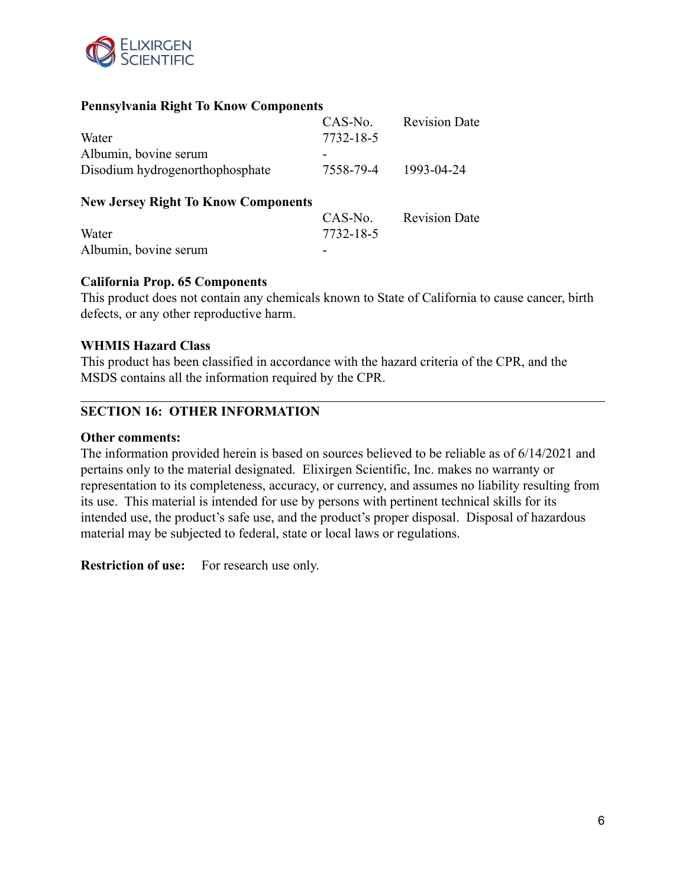**Pennsylvania Right To Know Components**

| | CAS-No. | Revision Date |
|---|---|---|
| Water | 7732-18-5 | |
| Albumin, bovine serum | - | |
| Disodium hydrogenorthophosphate | 7558-79-4 | 1993-04-24 |

**New Jersey Right To Know Components**

| | CAS-No. | Revision Date |
|---|---|---|
| Water | 7732-18-5 | |
| Albumin, bovine serum | - | |

**California Prop. 65 Components**

This product does not contain any chemicals known to State of California to cause cancer, birth defects, or any other reproductive harm.

**WHMIS Hazard Class**

This product has been classified in accordance with the hazard criteria of the CPR, and the MSDS contains all the information required by the CPR.

## SECTION 16: OTHER INFORMATION

**Other comments:**

The information provided herein is based on sources believed to be reliable as of 6/14/2021 and pertains only to the material designated. Elixirgen Scientific, Inc. makes no warranty or representation to its completeness, accuracy, or currency, and assumes no liability resulting from its use. This material is intended for use by persons with pertinent technical skills for its intended use, the product's safe use, and the product's proper disposal. Disposal of hazardous material may be subjected to federal, state or local laws or regulations.

**Restriction of use:** For research use only.